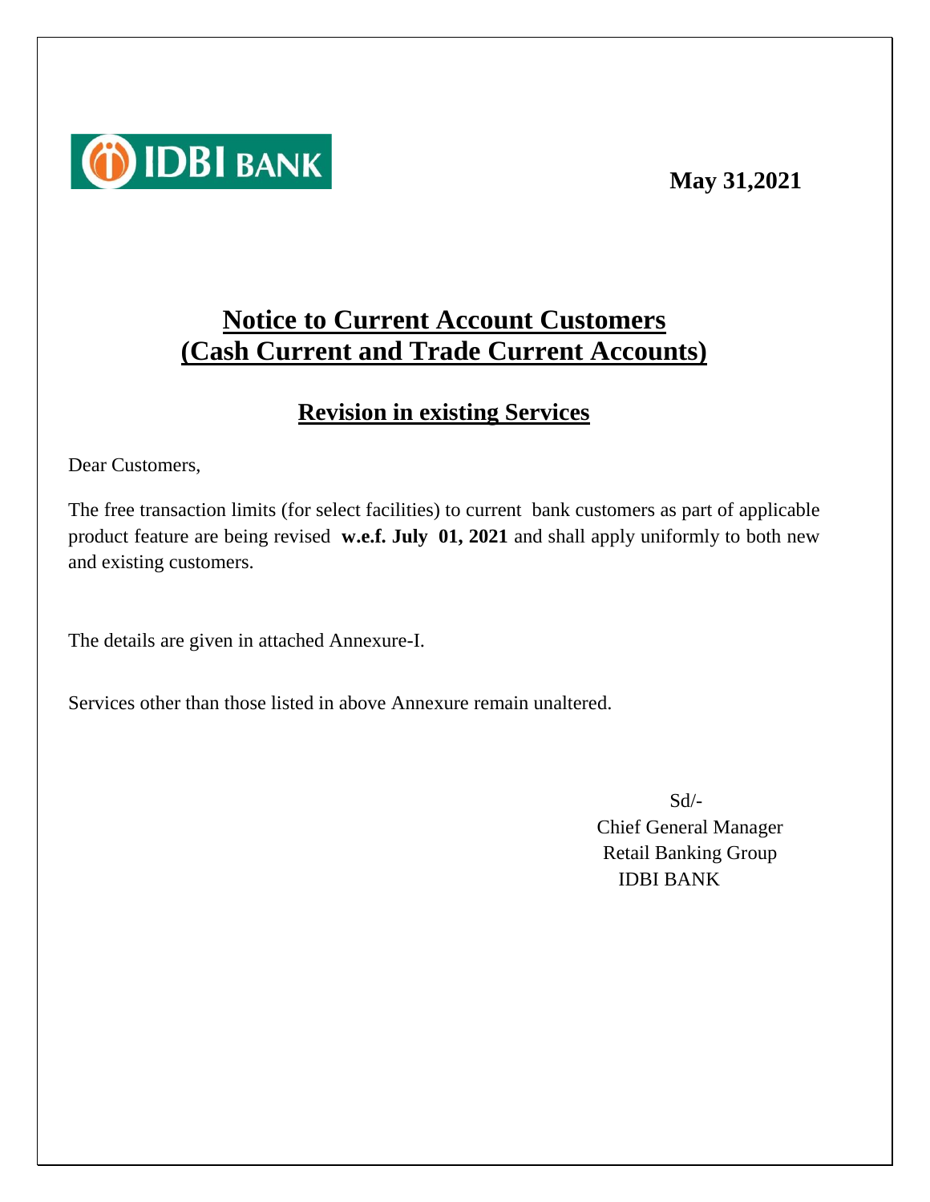IDBI BANK

**May 31,2021**

# Notice to Current Account Customers (Cash Current and Trade Current Accounts)

## Revision in existing Services

Dear Customers,

The free transaction limits (for select facilities) to current bank customers as part of applicable product feature are being revised **w.e.f. July 01, 2021** and shall apply uniformly to both new and existing customers.

The details are given in attached Annexure-I.

Services other than those listed in above Annexure remain unaltered.

Sd/-
Chief General Manager
Retail Banking Group
IDBI BANK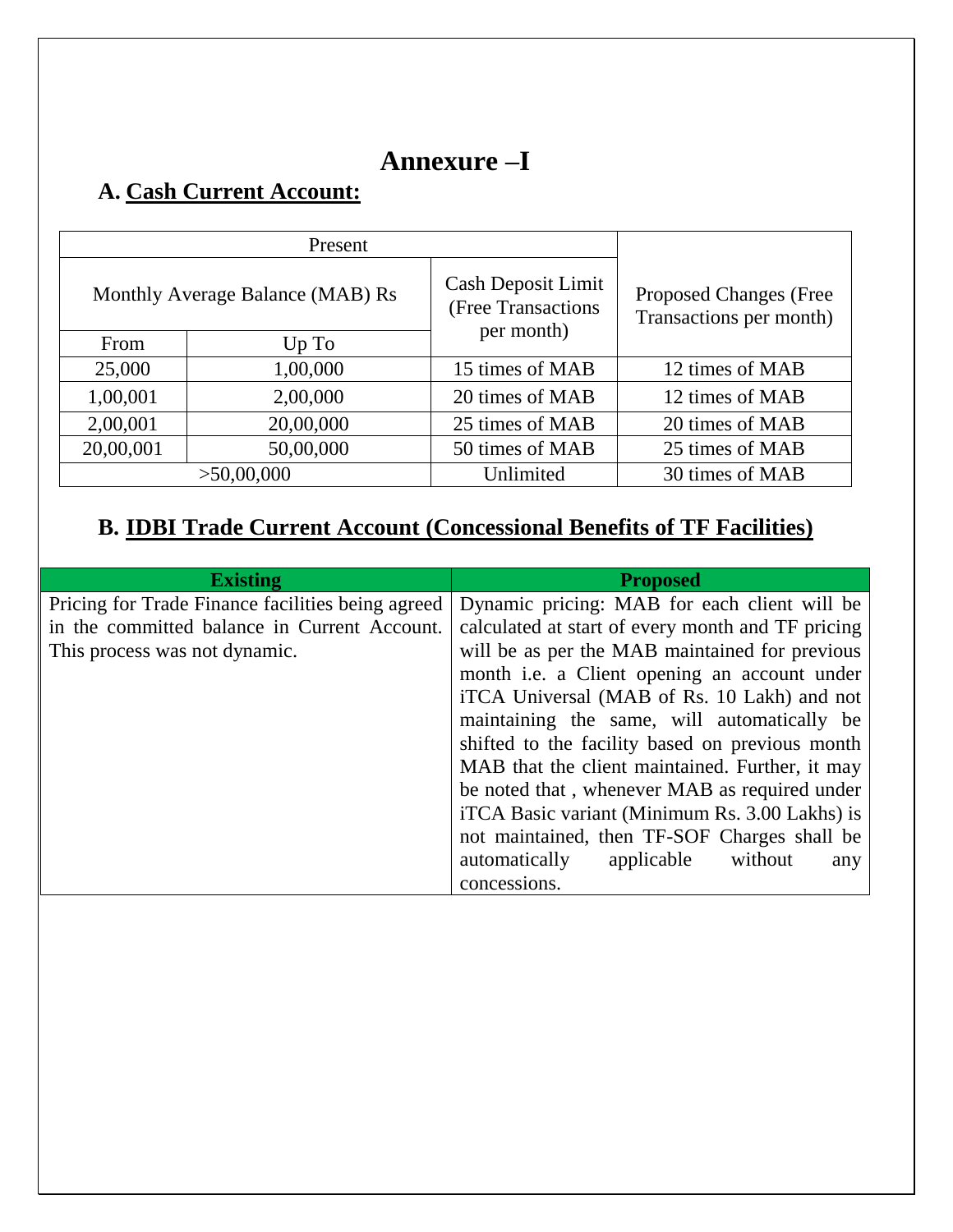# Annexure –I

## A. Cash Current Account:

| Present | | | Proposed Changes (Free Transactions per month) |
|---|---|---|---|
| Monthly Average Balance (MAB) Rs | | Cash Deposit Limit (Free Transactions per month) | |
| From | Up To | | |
| 25,000 | 1,00,000 | 15 times of MAB | 12 times of MAB |
| 1,00,001 | 2,00,000 | 20 times of MAB | 12 times of MAB |
| 2,00,001 | 20,00,000 | 25 times of MAB | 20 times of MAB |
| 20,00,001 | 50,00,000 | 50 times of MAB | 25 times of MAB |
| >50,00,000 | | Unlimited | 30 times of MAB |

## B. IDBI Trade Current Account (Concessional Benefits of TF Facilities)

| Existing | Proposed |
|---|---|
| Pricing for Trade Finance facilities being agreed in the committed balance in Current Account. This process was not dynamic. | Dynamic pricing: MAB for each client will be calculated at start of every month and TF pricing will be as per the MAB maintained for previous month i.e. a Client opening an account under iTCA Universal (MAB of Rs. 10 Lakh) and not maintaining the same, will automatically be shifted to the facility based on previous month MAB that the client maintained. Further, it may be noted that , whenever MAB as required under iTCA Basic variant (Minimum Rs. 3.00 Lakhs) is not maintained, then TF-SOF Charges shall be automatically applicable without any concessions. |